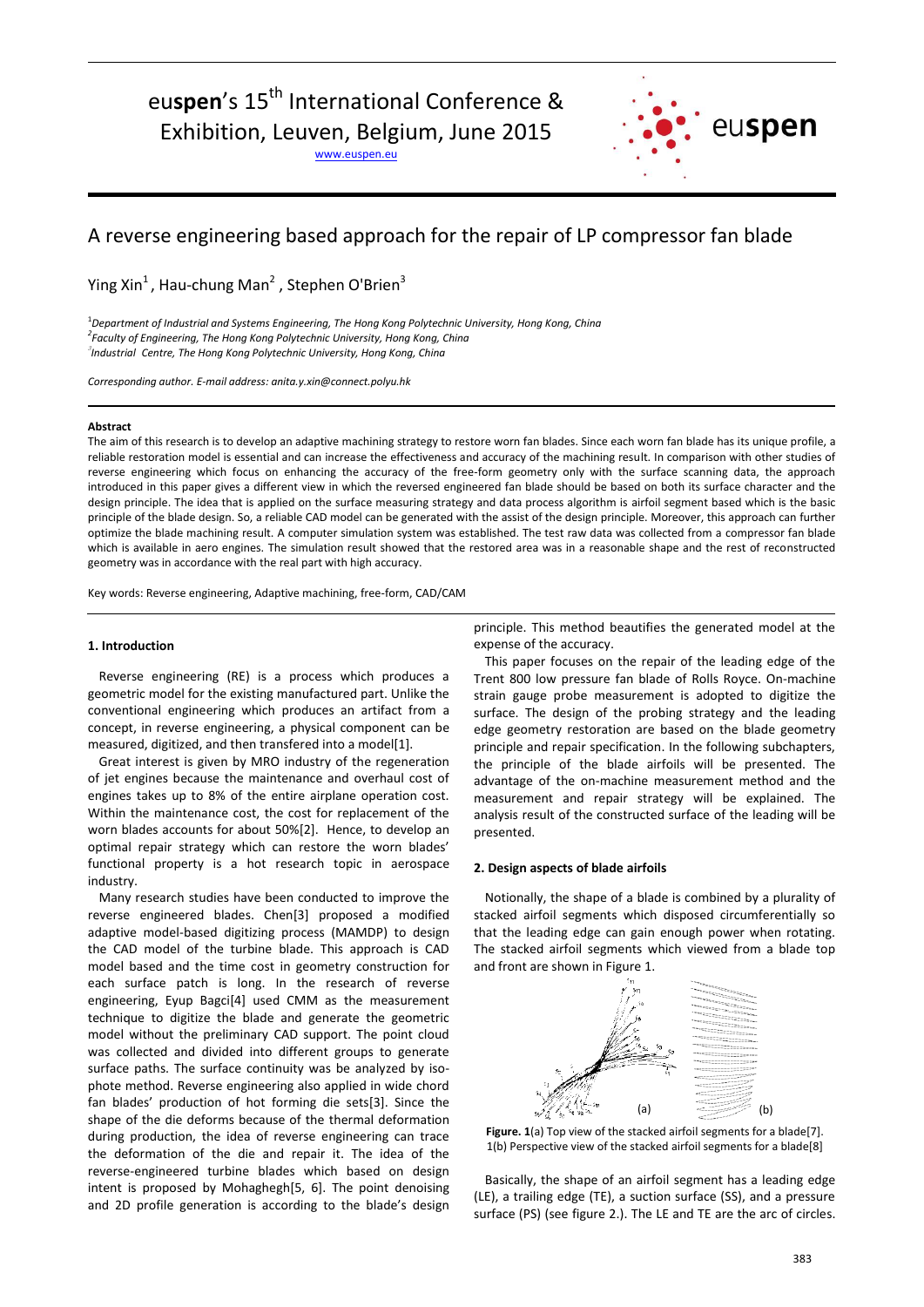euspen's 15th International Conference & Exhibition, Leuven, Belgium, June 2015

www.euspen.eu

# A reverse engineering based approach for the repair of LP compressor fan blade

Ying Xin[1], Hau-chung Man[2], Stephen O'Brien[3]

[1]*Department of Industrial and Systems Engineering, The Hong Kong Polytechnic University, Hong Kong, China*
[2]*Faculty of Engineering, The Hong Kong Polytechnic University, Hong Kong, China*
[3]*Industrial Centre, The Hong Kong Polytechnic University, Hong Kong, China*

*Corresponding author. E-mail address: anita.y.xin@connect.polyu.hk*

**Abstract**

The aim of this research is to develop an adaptive machining strategy to restore worn fan blades. Since each worn fan blade has its unique profile, a reliable restoration model is essential and can increase the effectiveness and accuracy of the machining result. In comparison with other studies of reverse engineering which focus on enhancing the accuracy of the free-form geometry only with the surface scanning data, the approach introduced in this paper gives a different view in which the reversed engineered fan blade should be based on both its surface character and the design principle. The idea that is applied on the surface measuring strategy and data process algorithm is airfoil segment based which is the basic principle of the blade design. So, a reliable CAD model can be generated with the assist of the design principle. Moreover, this approach can further optimize the blade machining result. A computer simulation system was established. The test raw data was collected from a compressor fan blade which is available in aero engines. The simulation result showed that the restored area was in a reasonable shape and the rest of reconstructed geometry was in accordance with the real part with high accuracy.

Key words: Reverse engineering, Adaptive machining, free-form, CAD/CAM

## 1. Introduction

Reverse engineering (RE) is a process which produces a geometric model for the existing manufactured part. Unlike the conventional engineering which produces an artifact from a concept, in reverse engineering, a physical component can be measured, digitized, and then transfered into a model[1].

Great interest is given by MRO industry of the regeneration of jet engines because the maintenance and overhaul cost of engines takes up to 8% of the entire airplane operation cost. Within the maintenance cost, the cost for replacement of the worn blades accounts for about 50%[2]. Hence, to develop an optimal repair strategy which can restore the worn blades' functional property is a hot research topic in aerospace industry.

Many research studies have been conducted to improve the reverse engineered blades. Chen[3] proposed a modified adaptive model-based digitizing process (MAMDP) to design the CAD model of the turbine blade. This approach is CAD model based and the time cost in geometry construction for each surface patch is long. In the research of reverse engineering, Eyup Bagci[4] used CMM as the measurement technique to digitize the blade and generate the geometric model without the preliminary CAD support. The point cloud was collected and divided into different groups to generate surface paths. The surface continuity was be analyzed by iso-phote method. Reverse engineering also applied in wide chord fan blades' production of hot forming die sets[3]. Since the shape of the die deforms because of the thermal deformation during production, the idea of reverse engineering can trace the deformation of the die and repair it. The idea of the reverse-engineered turbine blades which based on design intent is proposed by Mohaghegh[5, 6]. The point denoising and 2D profile generation is according to the blade's design principle. This method beautifies the generated model at the expense of the accuracy.

This paper focuses on the repair of the leading edge of the Trent 800 low pressure fan blade of Rolls Royce. On-machine strain gauge probe measurement is adopted to digitize the surface. The design of the probing strategy and the leading edge geometry restoration are based on the blade geometry principle and repair specification. In the following subchapters, the principle of the blade airfoils will be presented. The advantage of the on-machine measurement method and the measurement and repair strategy will be explained. The analysis result of the constructed surface of the leading will be presented.

## 2. Design aspects of blade airfoils

Notionally, the shape of a blade is combined by a plurality of stacked airfoil segments which disposed circumferentially so that the leading edge can gain enough power when rotating. The stacked airfoil segments which viewed from a blade top and front are shown in Figure 1.

**Figure. 1**(a) Top view of the stacked airfoil segments for a blade[7]. 1(b) Perspective view of the stacked airfoil segments for a blade[8]

Basically, the shape of an airfoil segment has a leading edge (LE), a trailing edge (TE), a suction surface (SS), and a pressure surface (PS) (see figure 2.). The LE and TE are the arc of circles.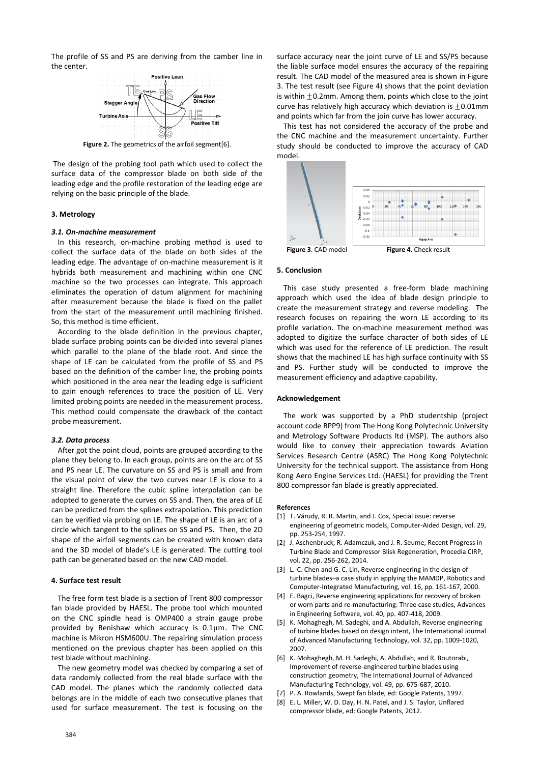The profile of SS and PS are deriving from the camber line in the center.

Positive Lean
TE
Cord Line
PS
Stagger Angle
Gas Flow Direction
Turbine Axis
LE
Positive Tilt
SS

**Figure 2.** The geometrics of the airfoil segment[6].

The design of the probing tool path which used to collect the surface data of the compressor blade on both side of the leading edge and the profile restoration of the leading edge are relying on the basic principle of the blade.

## 3. Metrology

### *3.1. On-machine measurement*

In this research, on-machine probing method is used to collect the surface data of the blade on both sides of the leading edge. The advantage of on-machine measurement is it hybrids both measurement and machining within one CNC machine so the two processes can integrate. This approach eliminates the operation of datum alignment for machining after measurement because the blade is fixed on the pallet from the start of the measurement until machining finished. So, this method is time efficient.

According to the blade definition in the previous chapter, blade surface probing points can be divided into several planes which parallel to the plane of the blade root. And since the shape of LE can be calculated from the profile of SS and PS based on the definition of the camber line, the probing points which positioned in the area near the leading edge is sufficient to gain enough references to trace the position of LE. Very limited probing points are needed in the measurement process. This method could compensate the drawback of the contact probe measurement.

### *3.2. Data process*

After got the point cloud, points are grouped according to the plane they belong to. In each group, points are on the arc of SS and PS near LE. The curvature on SS and PS is small and from the visual point of view the two curves near LE is close to a straight line. Therefore the cubic spline interpolation can be adopted to generate the curves on SS and. Then, the area of LE can be predicted from the splines extrapolation. This prediction can be verified via probing on LE. The shape of LE is an arc of a circle which tangent to the splines on SS and PS. Then, the 2D shape of the airfoil segments can be created with known data and the 3D model of blade's LE is generated. The cutting tool path can be generated based on the new CAD model.

## 4. Surface test result

The free form test blade is a section of Trent 800 compressor fan blade provided by HAESL. The probe tool which mounted on the CNC spindle head is OMP400 a strain gauge probe provided by Renishaw which accuracy is 0.1μm. The CNC machine is Mikron HSM600U. The repairing simulation process mentioned on the previous chapter has been applied on this test blade without machining.

The new geometry model was checked by comparing a set of data randomly collected from the real blade surface with the CAD model. The planes which the randomly collected data belongs are in the middle of each two consecutive planes that used for surface measurement. The test is focusing on the surface accuracy near the joint curve of LE and SS/PS because the liable surface model ensures the accuracy of the repairing result. The CAD model of the measured area is shown in Figure 3. The test result (see Figure 4) shows that the point deviation is within ±0.2mm. Among them, points which close to the joint curve has relatively high accuracy which deviation is ±0.01mm and points which far from the join curve has lower accuracy.

This test has not considered the accuracy of the probe and the CNC machine and the measurement uncertainty. Further study should be conducted to improve the accuracy of CAD model.

**Figure 3**. CAD model

0.04
0.02
0
-0.02
-0.04
-0.06
-0.08
-0.1
-0.12
Deviation
0 20 40 60 80 100 120 140 160
Plane X=n

**Figure 4**. Check result

## 5. Conclusion

This case study presented a free-form blade machining approach which used the idea of blade design principle to create the measurement strategy and reverse modeling. The research focuses on repairing the worn LE according to its profile variation. The on-machine measurement method was adopted to digitize the surface character of both sides of LE which was used for the reference of LE prediction. The result shows that the machined LE has high surface continuity with SS and PS. Further study will be conducted to improve the measurement efficiency and adaptive capability.

## Acknowledgement

The work was supported by a PhD studentship (project account code RPP9) from The Hong Kong Polytechnic University and Metrology Software Products ltd (MSP). The authors also would like to convey their appreciation towards Aviation Services Research Centre (ASRC) The Hong Kong Polytechnic University for the technical support. The assistance from Hong Kong Aero Engine Services Ltd. (HAESL) for providing the Trent 800 compressor fan blade is greatly appreciated.

## References

[1] T. Várudy, R. R. Martin, and J. Cox, Special issue: reverse engineering of geometric models, Computer-Aided Design, vol. 29, pp. 253-254, 1997.
[2] J. Aschenbruck, R. Adamczuk, and J. R. Seume, Recent Progress in Turbine Blade and Compressor Blisk Regeneration, Procedia CIRP, vol. 22, pp. 256-262, 2014.
[3] L.-C. Chen and G. C. Lin, Reverse engineering in the design of turbine blades–a case study in applying the MAMDP, Robotics and Computer-Integrated Manufacturing, vol. 16, pp. 161-167, 2000.
[4] E. Bagci, Reverse engineering applications for recovery of broken or worn parts and re-manufacturing: Three case studies, Advances in Engineering Software, vol. 40, pp. 407-418, 2009.
[5] K. Mohaghegh, M. Sadeghi, and A. Abdullah, Reverse engineering of turbine blades based on design intent, The International Journal of Advanced Manufacturing Technology, vol. 32, pp. 1009-1020, 2007.
[6] K. Mohaghegh, M. H. Sadeghi, A. Abdullah, and R. Boutorabi, Improvement of reverse-engineered turbine blades using construction geometry, The International Journal of Advanced Manufacturing Technology, vol. 49, pp. 675-687, 2010.
[7] P. A. Rowlands, Swept fan blade, ed: Google Patents, 1997.
[8] E. L. Miller, W. D. Day, H. N. Patel, and J. S. Taylor, Unflared compressor blade, ed: Google Patents, 2012.